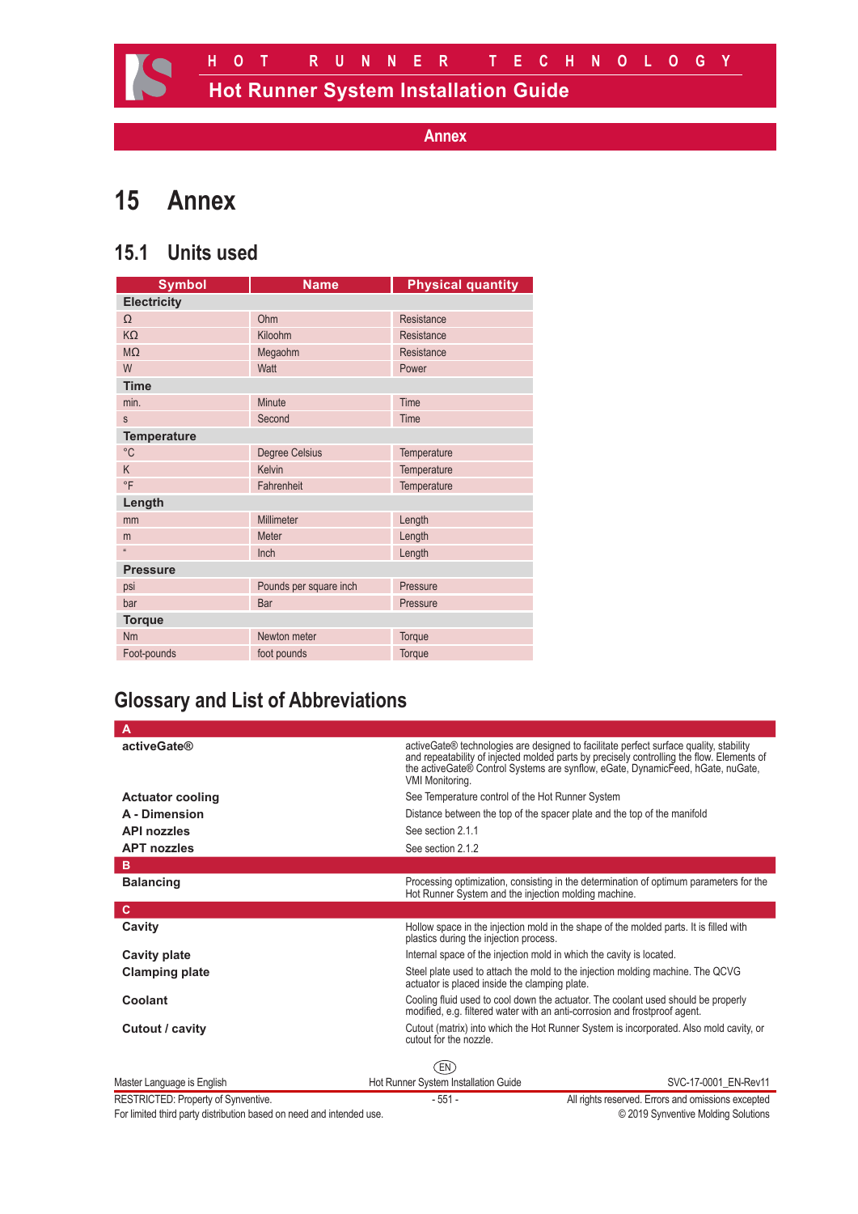## Annex

# 15 Annex

## 15.1 Units used

| Symbol | Name | Physical quantity |
|---|---|---|
| **Electricity** | | |
| Ω | Ohm | Resistance |
| KΩ | Kiloohm | Resistance |
| MΩ | Megaohm | Resistance |
| W | Watt | Power |
| **Time** | | |
| min. | Minute | Time |
| s | Second | Time |
| **Temperature** | | |
| °C | Degree Celsius | Temperature |
| K | Kelvin | Temperature |
| °F | Fahrenheit | Temperature |
| **Length** | | |
| mm | Millimeter | Length |
| m | Meter | Length |
| " | Inch | Length |
| **Pressure** | | |
| psi | Pounds per square inch | Pressure |
| bar | Bar | Pressure |
| **Torque** | | |
| Nm | Newton meter | Torque |
| Foot-pounds | foot pounds | Torque |

## Glossary and List of Abbreviations

| | |
|---|---|
| **A** | |
| **activeGate®** | activeGate® technologies are designed to facilitate perfect surface quality, stability and repeatability of injected molded parts by precisely controlling the flow. Elements of the activeGate® Control Systems are synflow, eGate, DynamicFeed, hGate, nuGate, VMI Monitoring. |
| **Actuator cooling** | See Temperature control of the Hot Runner System |
| **A - Dimension** | Distance between the top of the spacer plate and the top of the manifold |
| **API nozzles** | See section 2.1.1 |
| **APT nozzles** | See section 2.1.2 |
| **B** | |
| **Balancing** | Processing optimization, consisting in the determination of optimum parameters for the Hot Runner System and the injection molding machine. |
| **C** | |
| **Cavity** | Hollow space in the injection mold in the shape of the molded parts. It is filled with plastics during the injection process. |
| **Cavity plate** | Internal space of the injection mold in which the cavity is located. |
| **Clamping plate** | Steel plate used to attach the mold to the injection molding machine. The QCVG actuator is placed inside the clamping plate. |
| **Coolant** | Cooling fluid used to cool down the actuator. The coolant used should be properly modified, e.g. filtered water with an anti-corrosion and frostproof agent. |
| **Cutout / cavity** | Cutout (matrix) into which the Hot Runner System is incorporated. Also mold cavity, or cutout for the nozzle. |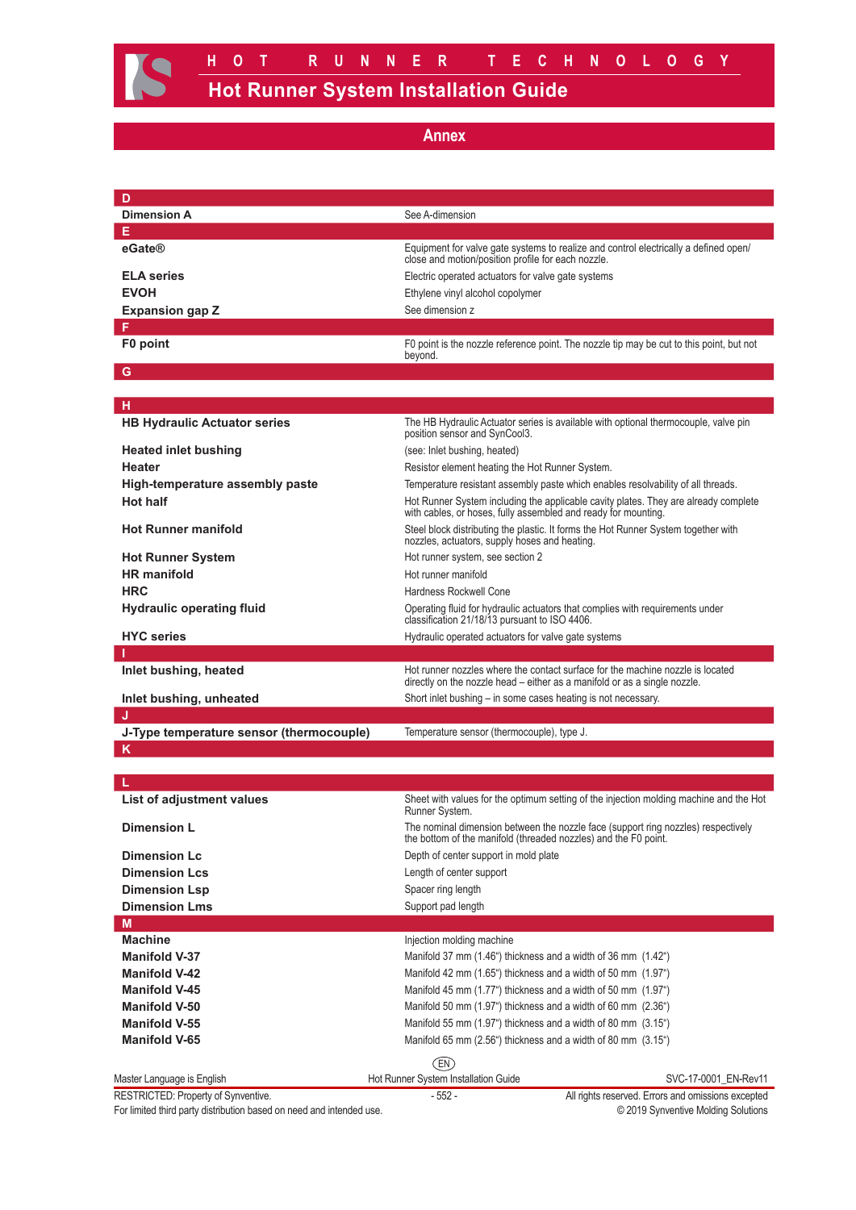## Annex

| | |
|---|---|
| **D** | |
| **Dimension A** | See A-dimension |
| **E** | |
| **eGate®** | Equipment for valve gate systems to realize and control electrically a defined open/close and motion/position profile for each nozzle. |
| **ELA series** | Electric operated actuators for valve gate systems |
| **EVOH** | Ethylene vinyl alcohol copolymer |
| **Expansion gap Z** | See dimension z |
| **F** | |
| **F0 point** | F0 point is the nozzle reference point. The nozzle tip may be cut to this point, but not beyond. |
| **G** | |
| **H** | |
| **HB Hydraulic Actuator series** | The HB Hydraulic Actuator series is available with optional thermocouple, valve pin position sensor and SynCool3. |
| **Heated inlet bushing** | (see: Inlet bushing, heated) |
| **Heater** | Resistor element heating the Hot Runner System. |
| **High-temperature assembly paste** | Temperature resistant assembly paste which enables resolvability of all threads. |
| **Hot half** | Hot Runner System including the applicable cavity plates. They are already complete with cables, or hoses, fully assembled and ready for mounting. |
| **Hot Runner manifold** | Steel block distributing the plastic. It forms the Hot Runner System together with nozzles, actuators, supply hoses and heating. |
| **Hot Runner System** | Hot runner system, see section 2 |
| **HR manifold** | Hot runner manifold |
| **HRC** | Hardness Rockwell Cone |
| **Hydraulic operating fluid** | Operating fluid for hydraulic actuators that complies with requirements under classification 21/18/13 pursuant to ISO 4406. |
| **HYC series** | Hydraulic operated actuators for valve gate systems |
| **I** | |
| **Inlet bushing, heated** | Hot runner nozzles where the contact surface for the machine nozzle is located directly on the nozzle head – either as a manifold or as a single nozzle. |
| **Inlet bushing, unheated** | Short inlet bushing – in some cases heating is not necessary. |
| **J** | |
| **J-Type temperature sensor (thermocouple)** | Temperature sensor (thermocouple), type J. |
| **K** | |
| **L** | |
| **List of adjustment values** | Sheet with values for the optimum setting of the injection molding machine and the Hot Runner System. |
| **Dimension L** | The nominal dimension between the nozzle face (support ring nozzles) respectively the bottom of the manifold (threaded nozzles) and the F0 point. |
| **Dimension Lc** | Depth of center support in mold plate |
| **Dimension Lcs** | Length of center support |
| **Dimension Lsp** | Spacer ring length |
| **Dimension Lms** | Support pad length |
| **M** | |
| **Machine** | Injection molding machine |
| **Manifold V-37** | Manifold 37 mm (1.46") thickness and a width of 36 mm (1.42") |
| **Manifold V-42** | Manifold 42 mm (1.65") thickness and a width of 50 mm (1.97") |
| **Manifold V-45** | Manifold 45 mm (1.77") thickness and a width of 50 mm (1.97") |
| **Manifold V-50** | Manifold 50 mm (1.97") thickness and a width of 60 mm (2.36") |
| **Manifold V-55** | Manifold 55 mm (1.97") thickness and a width of 80 mm (3.15") |
| **Manifold V-65** | Manifold 65 mm (2.56") thickness and a width of 80 mm (3.15") |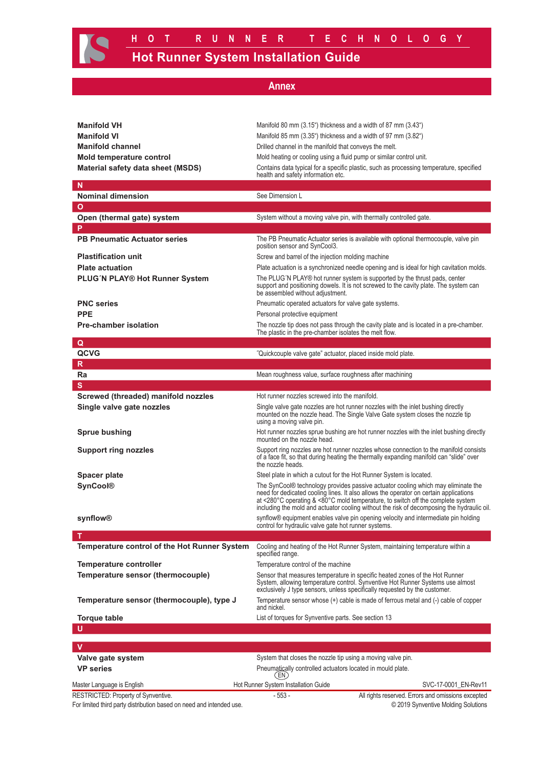## Annex

| Term | Definition |
|---|---|
| **Manifold VH** | Manifold 80 mm (3.15") thickness and a width of 87 mm (3.43") |
| **Manifold VI** | Manifold 85 mm (3.35") thickness and a width of 97 mm (3.82") |
| **Manifold channel** | Drilled channel in the manifold that conveys the melt. |
| **Mold temperature control** | Mold heating or cooling using a fluid pump or similar control unit. |
| **Material safety data sheet (MSDS)** | Contains data typical for a specific plastic, such as processing temperature, specified health and safety information etc. |
| **N** | |
| **Nominal dimension** | See Dimension L |
| **O** | |
| **Open (thermal gate) system** | System without a moving valve pin, with thermally controlled gate. |
| **P** | |
| **PB Pneumatic Actuator series** | The PB Pneumatic Actuator series is available with optional thermocouple, valve pin position sensor and SynCool3. |
| **Plastification unit** | Screw and barrel of the injection molding machine |
| **Plate actuation** | Plate actuation is a synchronized needle opening and is ideal for high cavitation molds. |
| **PLUG´N PLAY® Hot Runner System** | The PLUG´N PLAY® hot runner system is supported by the thrust pads, center support and positioning dowels. It is not screwed to the cavity plate. The system can be assembled without adjustment. |
| **PNC series** | Pneumatic operated actuators for valve gate systems. |
| **PPE** | Personal protective equipment |
| **Pre-chamber isolation** | The nozzle tip does not pass through the cavity plate and is located in a pre-chamber. The plastic in the pre-chamber isolates the melt flow. |
| **Q** | |
| **QCVG** | "Quickcouple valve gate" actuator, placed inside mold plate. |
| **R** | |
| **Ra** | Mean roughness value, surface roughness after machining |
| **S** | |
| **Screwed (threaded) manifold nozzles** | Hot runner nozzles screwed into the manifold. |
| **Single valve gate nozzles** | Single valve gate nozzles are hot runner nozzles with the inlet bushing directly mounted on the nozzle head. The Single Valve Gate system closes the nozzle tip using a moving valve pin. |
| **Sprue bushing** | Hot runner nozzles sprue bushing are hot runner nozzles with the inlet bushing directly mounted on the nozzle head. |
| **Support ring nozzles** | Support ring nozzles are hot runner nozzles whose connection to the manifold consists of a face fit, so that during heating the thermally expanding manifold can "slide" over the nozzle heads. |
| **Spacer plate** | Steel plate in which a cutout for the Hot Runner System is located. |
| **SynCool®** | The SynCool® technology provides passive actuator cooling which may eliminate the need for dedicated cooling lines. It also allows the operator on certain applications at <280°C operating & <80°C mold temperature, to switch off the complete system including the mold and actuator cooling without the risk of decomposing the hydraulic oil. |
| **synflow®** | synflow® equipment enables valve pin opening velocity and intermediate pin holding control for hydraulic valve gate hot runner systems. |
| **T** | |
| **Temperature control of the Hot Runner System** | Cooling and heating of the Hot Runner System, maintaining temperature within a specified range. |
| **Temperature controller** | Temperature control of the machine |
| **Temperature sensor (thermocouple)** | Sensor that measures temperature in specific heated zones of the Hot Runner System, allowing temperature control. Synventive Hot Runner Systems use almost exclusively J type sensors, unless specifically requested by the customer. |
| **Temperature sensor (thermocouple), type J** | Temperature sensor whose (+) cable is made of ferrous metal and (-) cable of copper and nickel. |
| **Torque table** | List of torques for Synventive parts. See section 13 |
| **U** | |
| **V** | |
| **Valve gate system** | System that closes the nozzle tip using a moving valve pin. |
| **VP series** | Pneumatically controlled actuators located in mould plate. |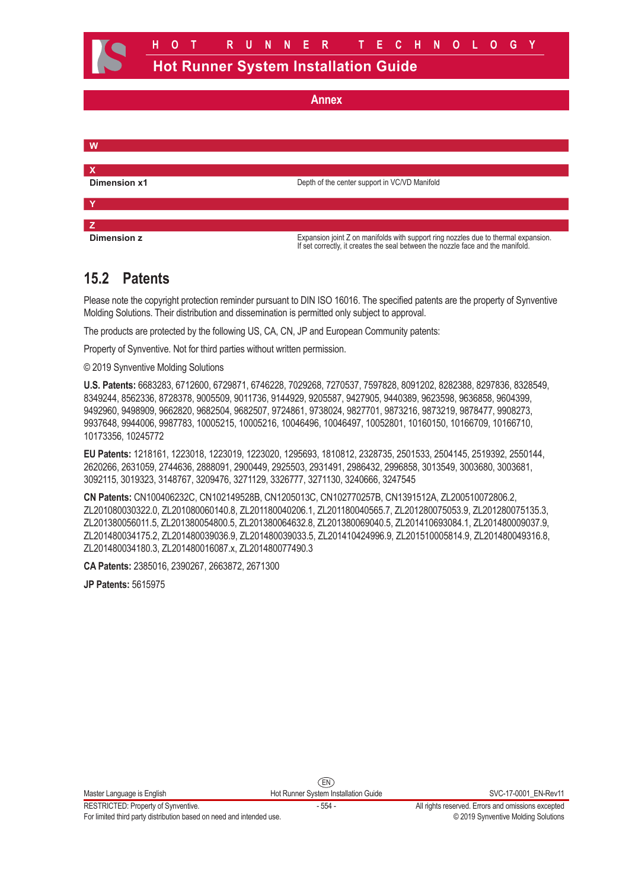## Annex

| W | |
|---|---|
| **X** | |
| **Dimension x1** | Depth of the center support in VC/VD Manifold |
| **Y** | |
| **Z** | |
| **Dimension z** | Expansion joint Z on manifolds with support ring nozzles due to thermal expansion. If set correctly, it creates the seal between the nozzle face and the manifold. |

## 15.2 Patents

Please note the copyright protection reminder pursuant to DIN ISO 16016. The specified patents are the property of Synventive Molding Solutions. Their distribution and dissemination is permitted only subject to approval.

The products are protected by the following US, CA, CN, JP and European Community patents:

Property of Synventive. Not for third parties without written permission.

© 2019 Synventive Molding Solutions

**U.S. Patents:** 6683283, 6712600, 6729871, 6746228, 7029268, 7270537, 7597828, 8091202, 8282388, 8297836, 8328549, 8349244, 8562336, 8728378, 9005509, 9011736, 9144929, 9205587, 9427905, 9440389, 9623598, 9636858, 9604399, 9492960, 9498909, 9662820, 9682504, 9682507, 9724861, 9738024, 9827701, 9873216, 9873219, 9878477, 9908273, 9937648, 9944006, 9987783, 10005215, 10005216, 10046496, 10046497, 10052801, 10160150, 10166709, 10166710, 10173356, 10245772

**EU Patents:** 1218161, 1223018, 1223019, 1223020, 1295693, 1810812, 2328735, 2501533, 2504145, 2519392, 2550144, 2620266, 2631059, 2744636, 2888091, 2900449, 2925503, 2931491, 2986432, 2996858, 3013549, 3003680, 3003681, 3092115, 3019323, 3148767, 3209476, 3271129, 3326777, 3271130, 3240666, 3247545

**CN Patents:** CN100406232C, CN102149528B, CN1205013C, CN102770257B, CN1391512A, ZL200510072806.2, ZL201080030322.0, ZL201080060140.8, ZL201180040206.1, ZL201180040565.7, ZL201280075053.9, ZL201280075135.3, ZL201380056011.5, ZL201380054800.5, ZL201380064632.8, ZL201380069040.5, ZL201410693084.1, ZL201480009037.9, ZL201480034175.2, ZL201480039036.9, ZL201480039033.5, ZL201410424996.9, ZL201510005814.9, ZL201480049316.8, ZL201480034180.3, ZL201480016087.x, ZL201480077490.3

**CA Patents:** 2385016, 2390267, 2663872, 2671300

**JP Patents:** 5615975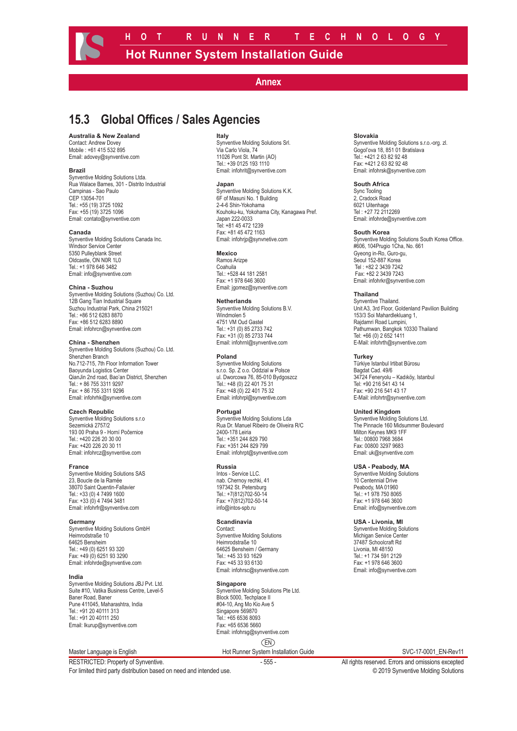## Annex

# 15.3 Global Offices / Sales Agencies

**Australia & New Zealand**
Contact: Andrew Dovey
Mobile : +61 415 532 895
Email: adovey@synventive.com

**Brazil**
Synventive Molding Solutions Ltda.
Rua Walace Barnes, 301 - Distrito Industrial
Campinas - Sao Paulo
CEP 13054-701
Tel.: +55 (19) 3725 1092
Fax: +55 (19) 3725 1096
Email: contato@synventive.com

**Canada**
Synventive Molding Solutions Canada Inc.
Windsor Service Center
5350 Pulleyblank Street
Oldcastle, ON N0R 1L0
Tel.: +1 978 646 3482
Email: info@synventive.com

**China - Suzhou**
Synventive Molding Solutions (Suzhou) Co. Ltd.
12B Gang Tian Industrial Square
Suzhou Industrial Park, China 215021
Tel.: +86 512 6283 8870
Fax: +86 512 6283 8890
Email: infohrcn@synventive.com

**China - Shenzhen**
Synventive Molding Solutions (Suzhou) Co. Ltd.
Shenzhen Branch
No.712-715, 7th Floor Information Tower
Baoyunda Logistics Center
QianJin 2nd road, Bao'an District, Shenzhen
Tel.: + 86 755 3311 9297
Fax: + 86 755 3311 9296
Email: infohrhk@synventive.com

**Czech Republic**
Synventive Molding Solutions s.r.o
Sezemická 2757/2
193 00 Praha 9 - Horní Počernice
Tel.: +420 226 20 30 00
Fax: +420 226 20 30 11
Email: infohrcz@synventive.com

**France**
Synventive Molding Solutions SAS
23, Boucle de la Ramée
38070 Saint Quentin-Fallavier
Tel.: +33 (0) 4 7499 1600
Fax: +33 (0) 4 7494 3481
Email: infohrfr@synventive.com

**Germany**
Synventive Molding Solutions GmbH
Heimrodstraße 10
64625 Bensheim
Tel.: +49 (0) 6251 93 320
Fax: +49 (0) 6251 93 3290
Email: infohrde@synventive.com

**India**
Synventive Molding Solutions JBJ Pvt. Ltd.
Suite #10, Vatika Business Centre, Level-5
Baner Road, Baner
Pune 411045, Maharashtra, India
Tel.: +91 20 40111 313
Tel.: +91 20 40111 250
Email: lkurup@synventive.com

**Italy**
Synventive Molding Solutions Srl.
Via Carlo Viola, 74
11026 Pont St. Martin (AO)
Tel.: +39 0125 193 1110
Email: infohrit@synventive.com

**Japan**
Synventive Molding Solutions K.K.
6F of Masuni No. 1 Building
2-4-6 Shin-Yokohama
Kouhoku-ku, Yokohama City, Kanagawa Pref.
Japan 222-0033
Tel: +81 45 472 1239
Fax: +81 45 472 1163
Email: infohrjp@synvnetive.com

**Mexico**
Ramos Arizpe
Coahuila
Tel.: +528 44 181 2581
Fax: +1 978 646 3600
Email: jgomez@synventive.com

**Netherlands**
Synventive Molding Solutions B.V.
Windmolen 5
4751 VM Oud Gastel
Tel.: +31 (0) 85 2733 742
Fax: +31 (0) 85 2733 744
Email: infohrnl@synventive.com

**Poland**
Synventive Molding Solutions
s.r.o. Sp. Z o.o. Oddzial w Polsce
ul. Dworcowa 76, 85-010 Bydgoszcz
Tel.: +48 (0) 22 401 75 31
Fax: +48 (0) 22 401 75 32
Email: infohrpl@synventive.com

**Portugal**
Synventive Molding Solutions Lda
Rua Dr. Manuel Ribeiro de Oliveira R/C
2400-178 Leiria
Tel.: +351 244 829 790
Fax: +351 244 829 799
Email: infohrpt@synventive.com

**Russia**
Intos - Service LLC.
nab. Chernoy rechki, 41
197342 St. Petersburg
Tel.: +7(812)702-50-14
Fax: +7(812)702-50-14
info@intos-spb.ru

**Scandinavia**
Contact:
Synventive Molding Solutions
Heimrodstraße 10
64625 Bensheim / Germany
Tel.: +45 33 93 1629
Fax: +45 33 93 6130
Email: infohrsc@synventive.com

**Singapore**
Synventive Molding Solutions Pte Ltd.
Block 5000, Techplace II
#04-10, Ang Mo Kio Ave 5
Singapore 569870
Tel.: +65 6536 8093
Fax: +65 6536 5660
Email: infohrsg@synventive.com

**Slovakia**
Synventive Molding Solutions s.r.o.-org. zl.
Gogol'ova 18, 851 01 Bratislava
Tel.: +421 2 63 82 92 48
Fax: +421 2 63 82 92 48
Email: infohrsk@synventive.com

**South Africa**
Sync Tooling
2, Cradock Road
6021 Uitenhage
Tel : +27 72 2112269
Email: infohrde@synventive.com

**South Korea**
Synventive Molding Solutions South Korea Office.
#606, 104Prugio 1Cha, No. 661
Gyeong in-Ro, Guro-gu,
Seoul 152-887 Korea
Tel : +82 2 3439 7242
Fax: +82 2 3439 7243
Email: infohrkr@synventive.com

**Thailand**
Synventive Thailand.
Unit A3, 3rd Floor, Goldenland Pavilion Building
153/3 Soi Mahardlekluang 1,
Rajdamri Road Lumpini,
Pathumwan, Bangkok 10330 Thailand
Tel: +66 (0) 2 652 1411
E-Mail: infohrth@synventive.com

**Turkey**
Türkiye Istanbul Irtibat Bürosu
Bagdat Cad. 49/6
34724 Feneryolu – Kadıköy, Istanbul
Tel: +90 216 541 43 14
Fax: +90 216 541 43 17
E-Mail: infohrtr@synventive.com

**United Kingdom**
Synventive Molding Solutions Ltd.
The Pinnacle 160 Midsummer Boulevard
Milton Keynes MK9 1FF
Tel.: 00800 7968 3684
Fax: 00800 3297 9683
Email: uk@synventive.com

**USA - Peabody, MA**
Synventive Molding Solutions
10 Centennial Drive
Peabody, MA 01960
Tel.: +1 978 750 8065
Fax: +1 978 646 3600
Email: info@synventive.com

**USA - Livonia, MI**
Synventive Molding Solutions
Michigan Service Center
37487 Schoolcraft Rd
Livonia, MI 48150
Tel.: +1 734 591 2129
Fax: +1 978 646 3600
Email: info@synventive.com